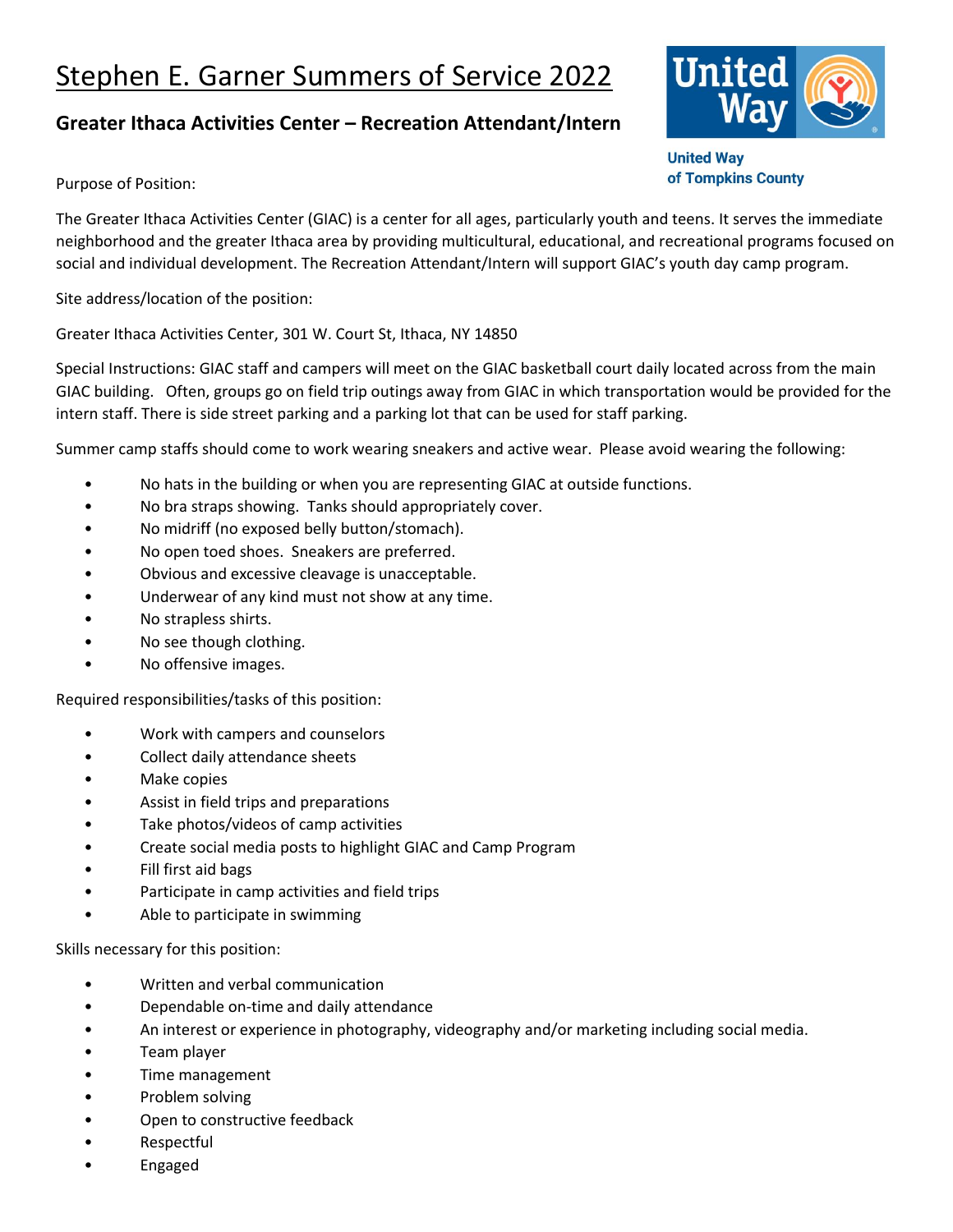# Stephen E. Garner Summers of Service 2022

## Greater Ithaca Activities Center – Recreation Attendant/Intern

United Way of Tompkins County

Purpose of Position:

The Greater Ithaca Activities Center (GIAC) is a center for all ages, particularly youth and teens. It serves the immediate neighborhood and the greater Ithaca area by providing multicultural, educational, and recreational programs focused on social and individual development. The Recreation Attendant/Intern will support GIAC's youth day camp program.

Site address/location of the position:

Greater Ithaca Activities Center, 301 W. Court St, Ithaca, NY 14850

Special Instructions: GIAC staff and campers will meet on the GIAC basketball court daily located across from the main GIAC building. Often, groups go on field trip outings away from GIAC in which transportation would be provided for the intern staff. There is side street parking and a parking lot that can be used for staff parking.

Summer camp staffs should come to work wearing sneakers and active wear. Please avoid wearing the following:

- No hats in the building or when you are representing GIAC at outside functions.
- No bra straps showing. Tanks should appropriately cover.
- No midriff (no exposed belly button/stomach).
- No open toed shoes. Sneakers are preferred.
- Obvious and excessive cleavage is unacceptable.
- Underwear of any kind must not show at any time.
- No strapless shirts.
- No see though clothing.
- No offensive images.

Required responsibilities/tasks of this position:

- Work with campers and counselors
- Collect daily attendance sheets
- Make copies
- Assist in field trips and preparations
- Take photos/videos of camp activities
- Create social media posts to highlight GIAC and Camp Program
- Fill first aid bags
- Participate in camp activities and field trips
- Able to participate in swimming

Skills necessary for this position:

- Written and verbal communication
- Dependable on-time and daily attendance
- An interest or experience in photography, videography and/or marketing including social media.
- Team player
- Time management
- Problem solving
- Open to constructive feedback
- Respectful
- Engaged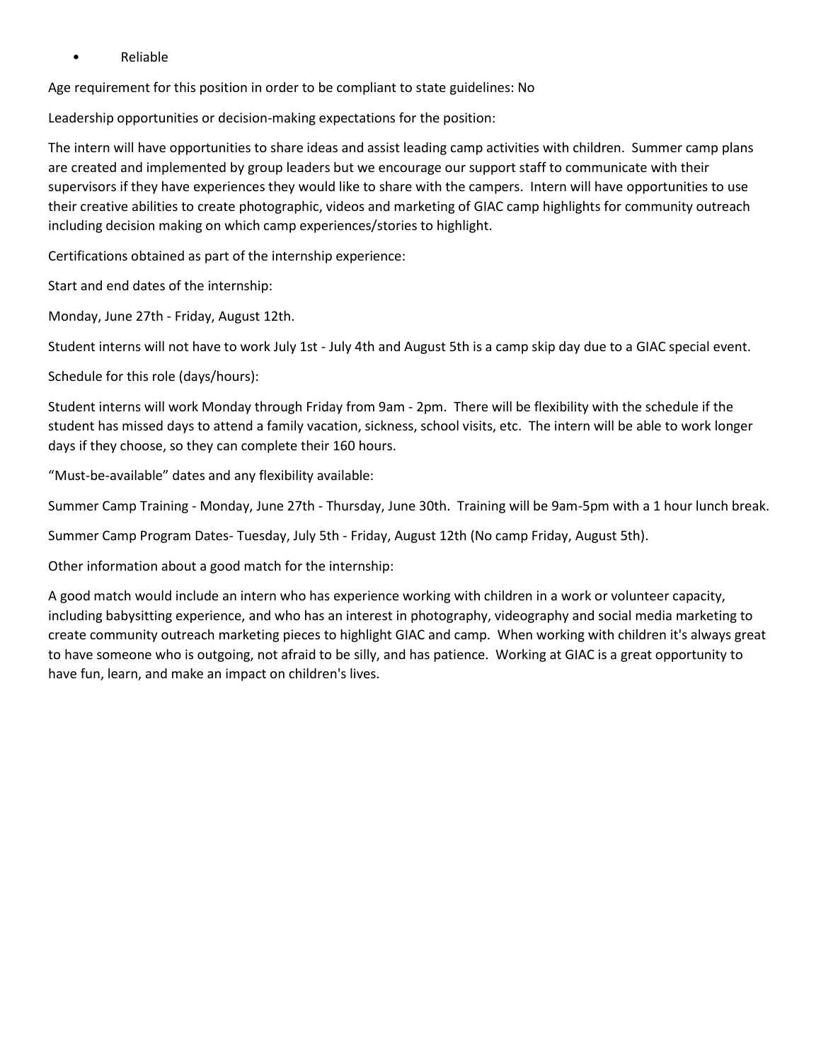- Reliable

Age requirement for this position in order to be compliant to state guidelines: No

Leadership opportunities or decision-making expectations for the position:

The intern will have opportunities to share ideas and assist leading camp activities with children. Summer camp plans are created and implemented by group leaders but we encourage our support staff to communicate with their supervisors if they have experiences they would like to share with the campers. Intern will have opportunities to use their creative abilities to create photographic, videos and marketing of GIAC camp highlights for community outreach including decision making on which camp experiences/stories to highlight.

Certifications obtained as part of the internship experience:

Start and end dates of the internship:

Monday, June 27th - Friday, August 12th.

Student interns will not have to work July 1st - July 4th and August 5th is a camp skip day due to a GIAC special event.

Schedule for this role (days/hours):

Student interns will work Monday through Friday from 9am - 2pm. There will be flexibility with the schedule if the student has missed days to attend a family vacation, sickness, school visits, etc. The intern will be able to work longer days if they choose, so they can complete their 160 hours.

"Must-be-available" dates and any flexibility available:

Summer Camp Training - Monday, June 27th - Thursday, June 30th. Training will be 9am-5pm with a 1 hour lunch break.

Summer Camp Program Dates- Tuesday, July 5th - Friday, August 12th (No camp Friday, August 5th).

Other information about a good match for the internship:

A good match would include an intern who has experience working with children in a work or volunteer capacity, including babysitting experience, and who has an interest in photography, videography and social media marketing to create community outreach marketing pieces to highlight GIAC and camp. When working with children it's always great to have someone who is outgoing, not afraid to be silly, and has patience. Working at GIAC is a great opportunity to have fun, learn, and make an impact on children's lives.